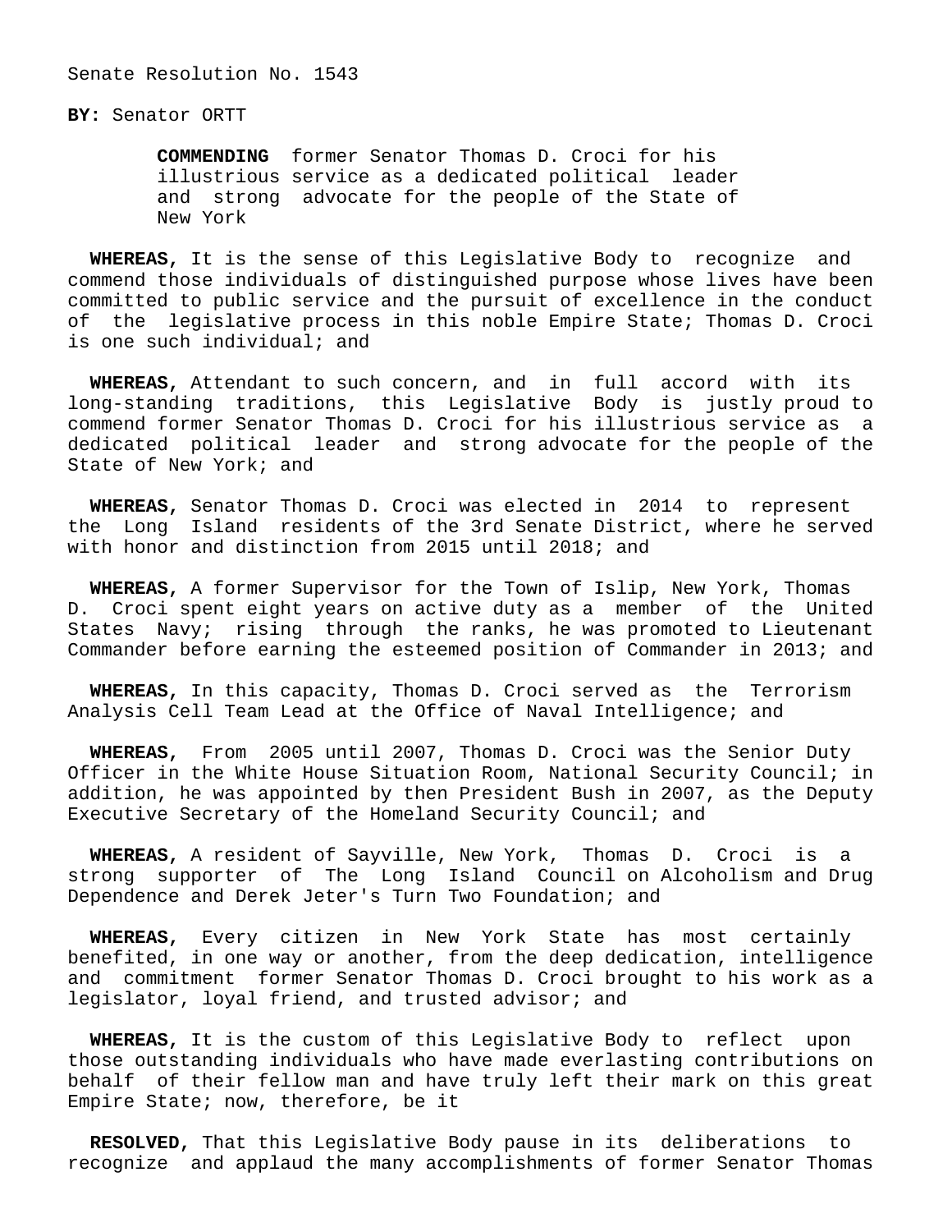Senate Resolution No. 1543

**BY:** Senator ORTT

**COMMENDING** former Senator Thomas D. Croci for his illustrious service as a dedicated political leader and strong advocate for the people of the State of New York

**WHEREAS,** It is the sense of this Legislative Body to recognize and commend those individuals of distinguished purpose whose lives have been committed to public service and the pursuit of excellence in the conduct of the legislative process in this noble Empire State; Thomas D. Croci is one such individual; and

**WHEREAS,** Attendant to such concern, and in full accord with its long-standing traditions, this Legislative Body is justly proud to commend former Senator Thomas D. Croci for his illustrious service as a dedicated political leader and strong advocate for the people of the State of New York; and

**WHEREAS,** Senator Thomas D. Croci was elected in 2014 to represent the Long Island residents of the 3rd Senate District, where he served with honor and distinction from 2015 until 2018; and

**WHEREAS,** A former Supervisor for the Town of Islip, New York, Thomas D. Croci spent eight years on active duty as a member of the United States Navy; rising through the ranks, he was promoted to Lieutenant Commander before earning the esteemed position of Commander in 2013; and

**WHEREAS,** In this capacity, Thomas D. Croci served as the Terrorism Analysis Cell Team Lead at the Office of Naval Intelligence; and

**WHEREAS,** From 2005 until 2007, Thomas D. Croci was the Senior Duty Officer in the White House Situation Room, National Security Council; in addition, he was appointed by then President Bush in 2007, as the Deputy Executive Secretary of the Homeland Security Council; and

**WHEREAS,** A resident of Sayville, New York, Thomas D. Croci is a strong supporter of The Long Island Council on Alcoholism and Drug Dependence and Derek Jeter's Turn Two Foundation; and

**WHEREAS,** Every citizen in New York State has most certainly benefited, in one way or another, from the deep dedication, intelligence and commitment former Senator Thomas D. Croci brought to his work as a legislator, loyal friend, and trusted advisor; and

**WHEREAS,** It is the custom of this Legislative Body to reflect upon those outstanding individuals who have made everlasting contributions on behalf of their fellow man and have truly left their mark on this great Empire State; now, therefore, be it

**RESOLVED,** That this Legislative Body pause in its deliberations to recognize and applaud the many accomplishments of former Senator Thomas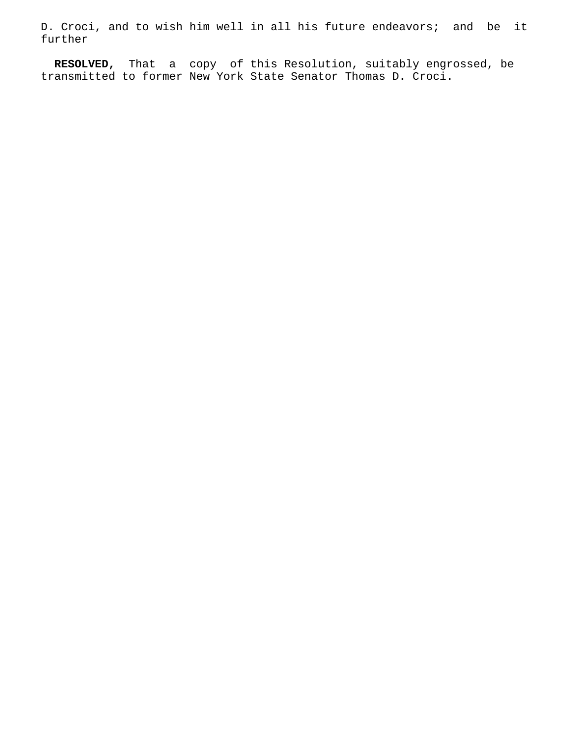D. Croci, and to wish him well in all his future endeavors; and be it further

**RESOLVED,** That a copy of this Resolution, suitably engrossed, be transmitted to former New York State Senator Thomas D. Croci.